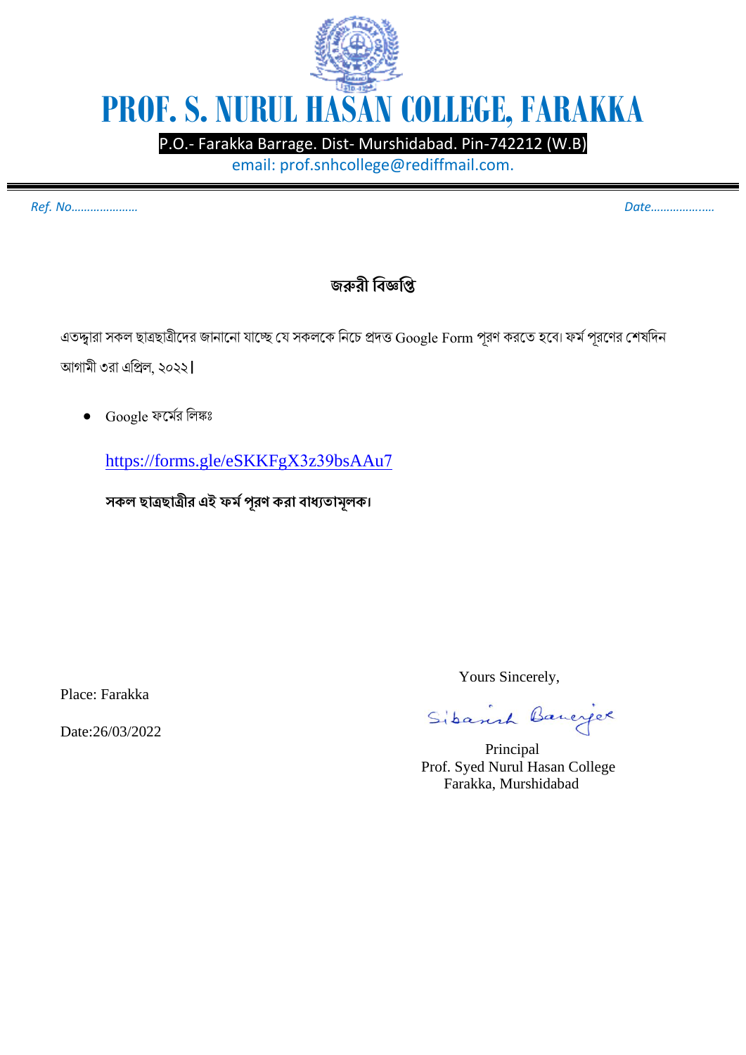# PROF. S. NURUL HASAN COLLEGE, FARAKKA

P.O.- Farakka Barrage. Dist- Murshidabad. Pin-742212 (W.B)

email: prof.snhcollege@rediffmail.com.

*Ref. No…………………* *Date………………..*

## জরুরী বিজ্ঞপ্তি

এতদ্দ্বারা সকল ছাত্রছাত্রীদের জানানো যাচ্ছে যে সকলকে নিচে প্রদত্ত Google Form পূরণ করতে হবে। ফর্ম পূরণের শেষদিন আগামী ৩রা এপ্রিল, ২০২২।

- Google ফর্মের লিঙ্কঃ

  https://forms.gle/eSKKFgX3z39bsAAu7

  **সকল ছাত্রছাত্রীর এই ফর্ম পূরণ করা বাধ্যতামূলক।**

Yours Sincerely,

Sibanish Banerjee

Principal
Prof. Syed Nurul Hasan College
Farakka, Murshidabad

Place: Farakka

Date:26/03/2022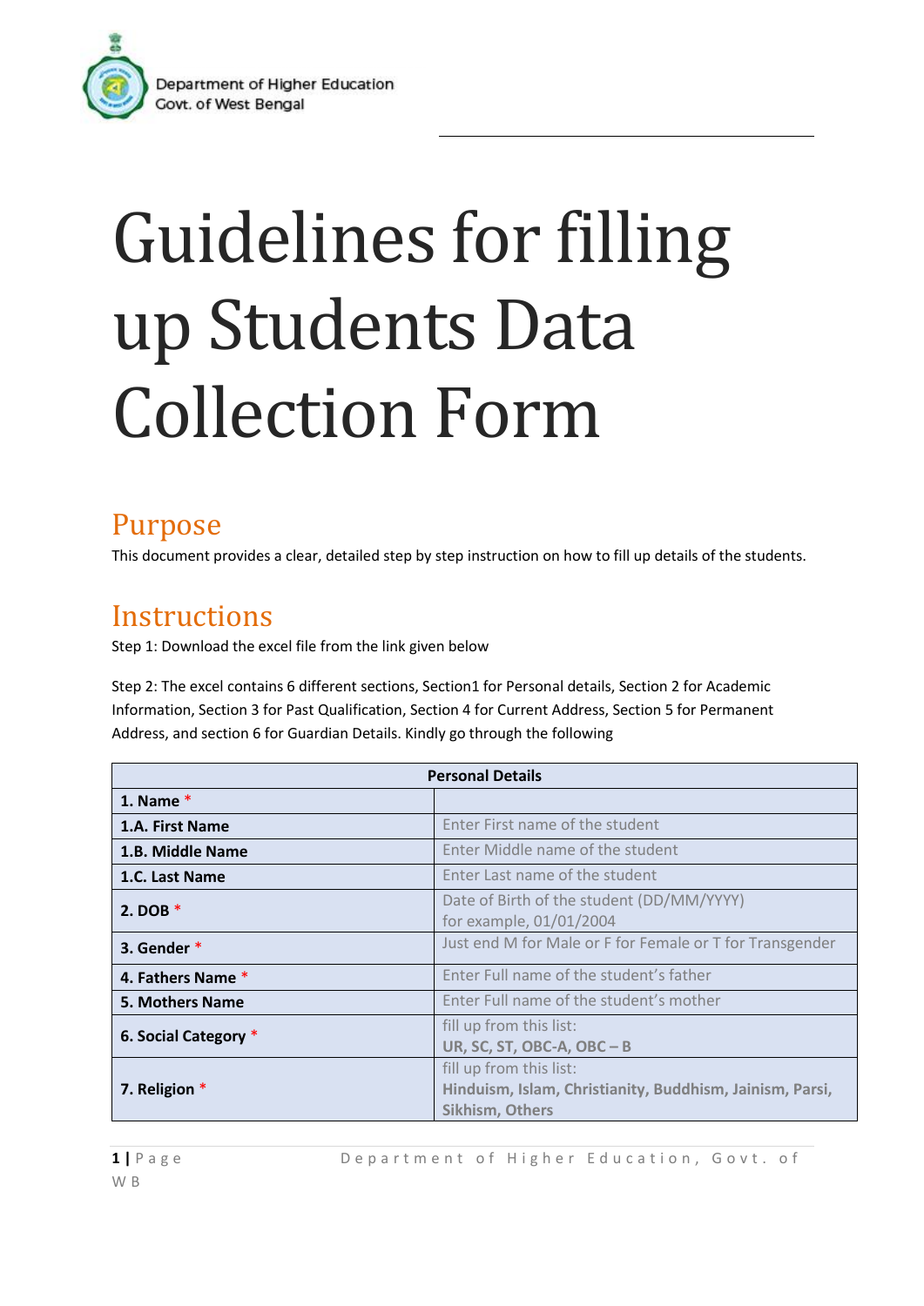Department of Higher Education
Govt. of West Bengal

# Guidelines for filling up Students Data Collection Form

## Purpose

This document provides a clear, detailed step by step instruction on how to fill up details of the students.

## Instructions

Step 1: Download the excel file from the link given below

Step 2: The excel contains 6 different sections, Section1 for Personal details, Section 2 for Academic Information, Section 3 for Past Qualification, Section 4 for Current Address, Section 5 for Permanent Address, and section 6 for Guardian Details. Kindly go through the following

| Personal Details | |
|---|---|
| **1. Name** * | |
| **1.A. First Name** | Enter First name of the student |
| **1.B. Middle Name** | Enter Middle name of the student |
| **1.C. Last Name** | Enter Last name of the student |
| **2. DOB** * | Date of Birth of the student (DD/MM/YYYY)<br>for example, 01/01/2004 |
| **3. Gender** * | Just end M for Male or F for Female or T for Transgender |
| **4. Fathers Name** * | Enter Full name of the student's father |
| **5. Mothers Name** | Enter Full name of the student's mother |
| **6. Social Category** * | fill up from this list:<br>**UR, SC, ST, OBC-A, OBC – B** |
| **7. Religion** * | fill up from this list:<br>**Hinduism, Islam, Christianity, Buddhism, Jainism, Parsi, Sikhism, Others** |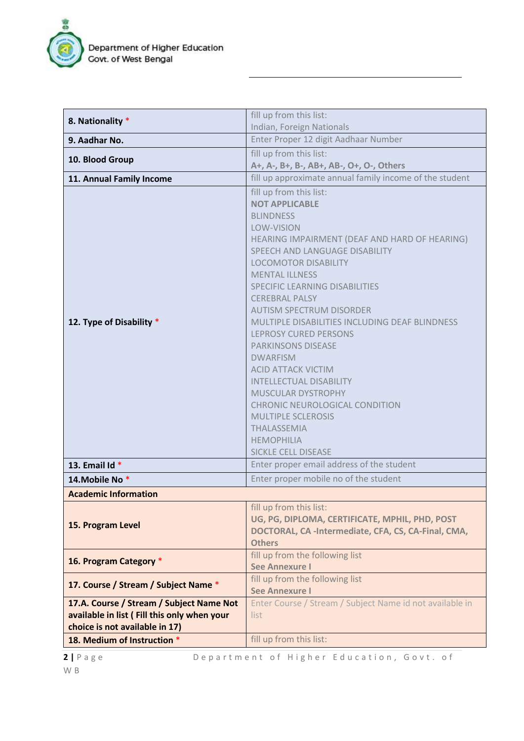| | |
|---|---|
| **8. Nationality** * | fill up from this list: Indian, Foreign Nationals |
| **9. Aadhar No.** | Enter Proper 12 digit Aadhaar Number |
| **10. Blood Group** | fill up from this list: **A+, A-, B+, B-, AB+, AB-, O+, O-, Others** |
| **11. Annual Family Income** | fill up approximate annual family income of the student |
| **12. Type of Disability** * | fill up from this list: **NOT APPLICABLE** BLINDNESS LOW-VISION HEARING IMPAIRMENT (DEAF AND HARD OF HEARING) SPEECH AND LANGUAGE DISABILITY LOCOMOTOR DISABILITY MENTAL ILLNESS SPECIFIC LEARNING DISABILITIES CEREBRAL PALSY AUTISM SPECTRUM DISORDER MULTIPLE DISABILITIES INCLUDING DEAF BLINDNESS LEPROSY CURED PERSONS PARKINSONS DISEASE DWARFISM ACID ATTACK VICTIM INTELLECTUAL DISABILITY MUSCULAR DYSTROPHY CHRONIC NEUROLOGICAL CONDITION MULTIPLE SCLEROSIS THALASSEMIA HEMOPHILIA SICKLE CELL DISEASE |
| **13. Email Id** * | Enter proper email address of the student |
| **14.Mobile No** * | Enter proper mobile no of the student |
| **Academic Information** | |
| **15. Program Level** | fill up from this list: **UG, PG, DIPLOMA, CERTIFICATE, MPHIL, PHD, POST DOCTORAL, CA -Intermediate, CFA, CS, CA-Final, CMA, Others** |
| **16. Program Category** * | fill up from the following list **See Annexure I** |
| **17. Course / Stream / Subject Name** * | fill up from the following list **See Annexure I** |
| **17.A. Course / Stream / Subject Name Not available in list ( Fill this only when your choice is not available in 17)** | Enter Course / Stream / Subject Name id not available in list |
| **18. Medium of Instruction** * | fill up from this list: |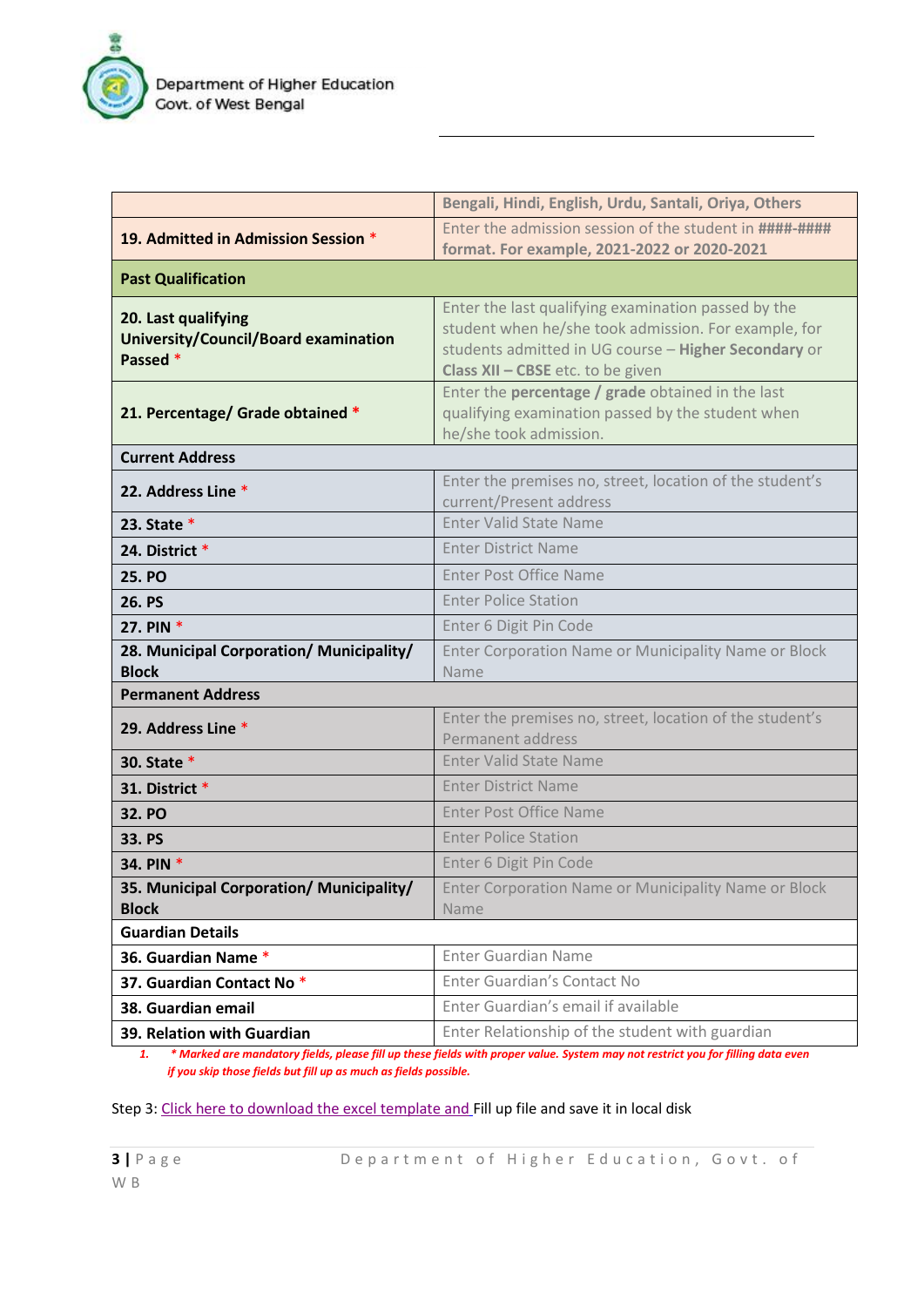| | |
|---|---|
| | **Bengali, Hindi, English, Urdu, Santali, Oriya, Others** |
| **19. Admitted in Admission Session** * | Enter the admission session of the student in **####-#### format. For example, 2021-2022 or 2020-2021** |
| **Past Qualification** | |
| **20. Last qualifying University/Council/Board examination Passed** * | Enter the last qualifying examination passed by the student when he/she took admission. For example, for students admitted in UG course – **Higher Secondary** or **Class XII – CBSE** etc. to be given |
| **21. Percentage/ Grade obtained** * | Enter the **percentage / grade** obtained in the last qualifying examination passed by the student when he/she took admission. |
| **Current Address** | |
| **22. Address Line** * | Enter the premises no, street, location of the student's current/Present address |
| **23. State** * | Enter Valid State Name |
| **24. District** * | Enter District Name |
| **25. PO** | Enter Post Office Name |
| **26. PS** | Enter Police Station |
| **27. PIN** * | Enter 6 Digit Pin Code |
| **28. Municipal Corporation/ Municipality/ Block** | Enter Corporation Name or Municipality Name or Block Name |
| **Permanent Address** | |
| **29. Address Line** * | Enter the premises no, street, location of the student's Permanent address |
| **30. State** * | Enter Valid State Name |
| **31. District** * | Enter District Name |
| **32. PO** | Enter Post Office Name |
| **33. PS** | Enter Police Station |
| **34. PIN** * | Enter 6 Digit Pin Code |
| **35. Municipal Corporation/ Municipality/ Block** | Enter Corporation Name or Municipality Name or Block Name |
| **Guardian Details** | |
| **36. Guardian Name** * | Enter Guardian Name |
| **37. Guardian Contact No** * | Enter Guardian's Contact No |
| **38. Guardian email** | Enter Guardian's email if available |
| **39. Relation with Guardian** | Enter Relationship of the student with guardian |

1. *\* Marked are mandatory fields, please fill up these fields with proper value. System may not restrict you for filling data even if you skip those fields but fill up as much as fields possible.*

Step 3: Click here to download the excel template and Fill up file and save it in local disk